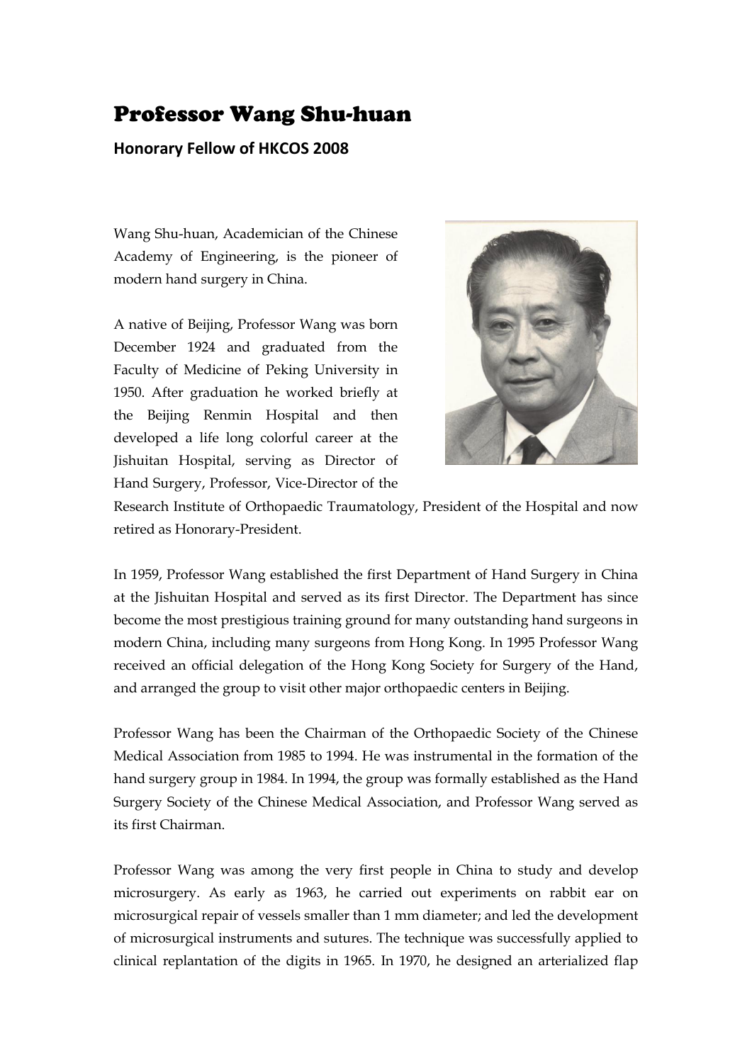# Professor Wang Shu-huan

**Honorary Fellow of HKCOS 2008**

Wang Shu-huan, Academician of the Chinese Academy of Engineering, is the pioneer of modern hand surgery in China.

A native of Beijing, Professor Wang was born December 1924 and graduated from the Faculty of Medicine of Peking University in 1950. After graduation he worked briefly at the Beijing Renmin Hospital and then developed a life long colorful career at the Jishuitan Hospital, serving as Director of Hand Surgery, Professor, Vice-Director of the Research Institute of Orthopaedic Traumatology, President of the Hospital and now retired as Honorary-President.

In 1959, Professor Wang established the first Department of Hand Surgery in China at the Jishuitan Hospital and served as its first Director. The Department has since become the most prestigious training ground for many outstanding hand surgeons in modern China, including many surgeons from Hong Kong. In 1995 Professor Wang received an official delegation of the Hong Kong Society for Surgery of the Hand, and arranged the group to visit other major orthopaedic centers in Beijing.

Professor Wang has been the Chairman of the Orthopaedic Society of the Chinese Medical Association from 1985 to 1994. He was instrumental in the formation of the hand surgery group in 1984. In 1994, the group was formally established as the Hand Surgery Society of the Chinese Medical Association, and Professor Wang served as its first Chairman.

Professor Wang was among the very first people in China to study and develop microsurgery. As early as 1963, he carried out experiments on rabbit ear on microsurgical repair of vessels smaller than 1 mm diameter; and led the development of microsurgical instruments and sutures. The technique was successfully applied to clinical replantation of the digits in 1965. In 1970, he designed an arterialized flap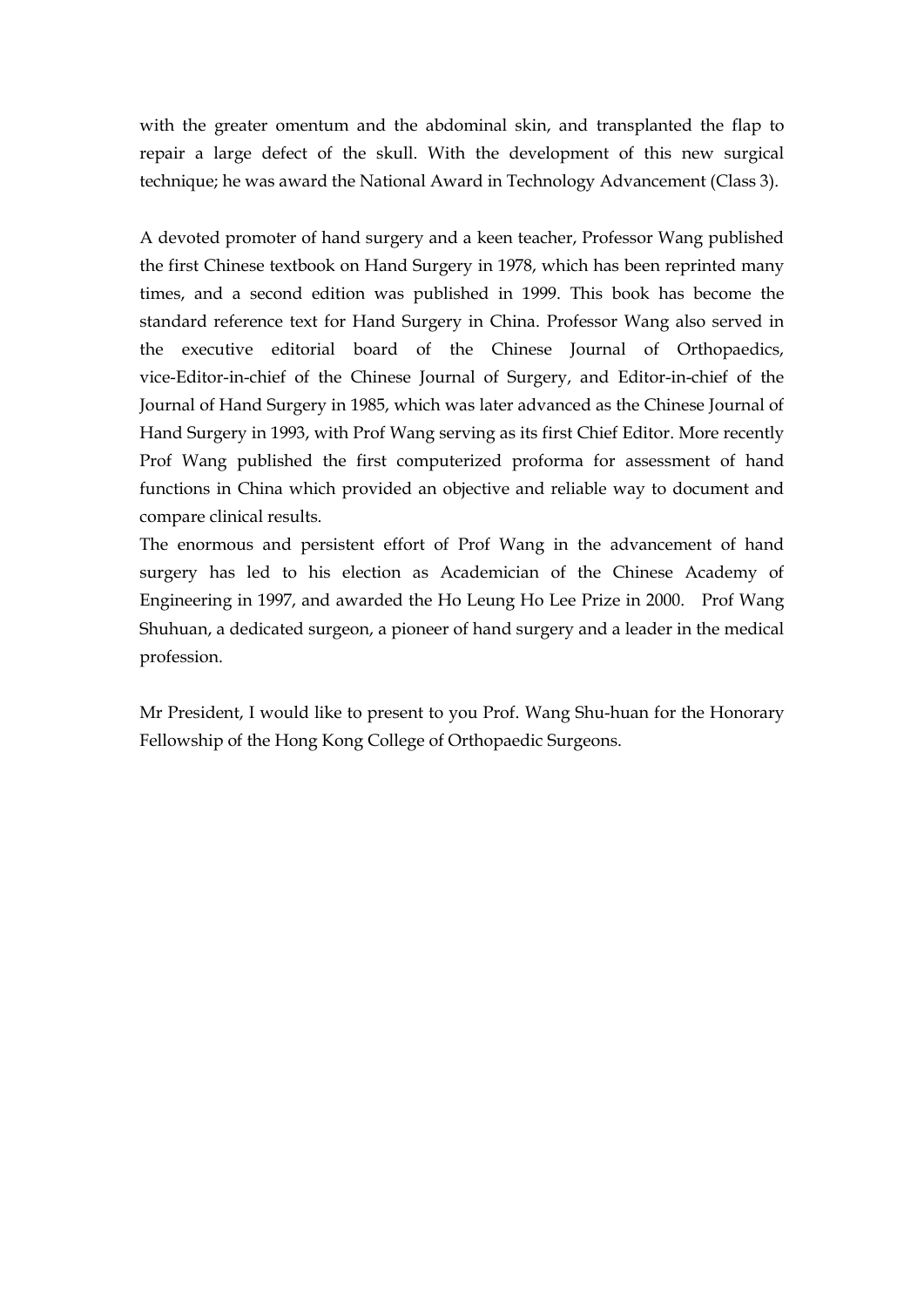with the greater omentum and the abdominal skin, and transplanted the flap to repair a large defect of the skull. With the development of this new surgical technique; he was award the National Award in Technology Advancement (Class 3).

A devoted promoter of hand surgery and a keen teacher, Professor Wang published the first Chinese textbook on Hand Surgery in 1978, which has been reprinted many times, and a second edition was published in 1999. This book has become the standard reference text for Hand Surgery in China. Professor Wang also served in the executive editorial board of the Chinese Journal of Orthopaedics, vice-Editor-in-chief of the Chinese Journal of Surgery, and Editor-in-chief of the Journal of Hand Surgery in 1985, which was later advanced as the Chinese Journal of Hand Surgery in 1993, with Prof Wang serving as its first Chief Editor. More recently Prof Wang published the first computerized proforma for assessment of hand functions in China which provided an objective and reliable way to document and compare clinical results.
The enormous and persistent effort of Prof Wang in the advancement of hand surgery has led to his election as Academician of the Chinese Academy of Engineering in 1997, and awarded the Ho Leung Ho Lee Prize in 2000. Prof Wang Shuhuan, a dedicated surgeon, a pioneer of hand surgery and a leader in the medical profession.

Mr President, I would like to present to you Prof. Wang Shu-huan for the Honorary Fellowship of the Hong Kong College of Orthopaedic Surgeons.